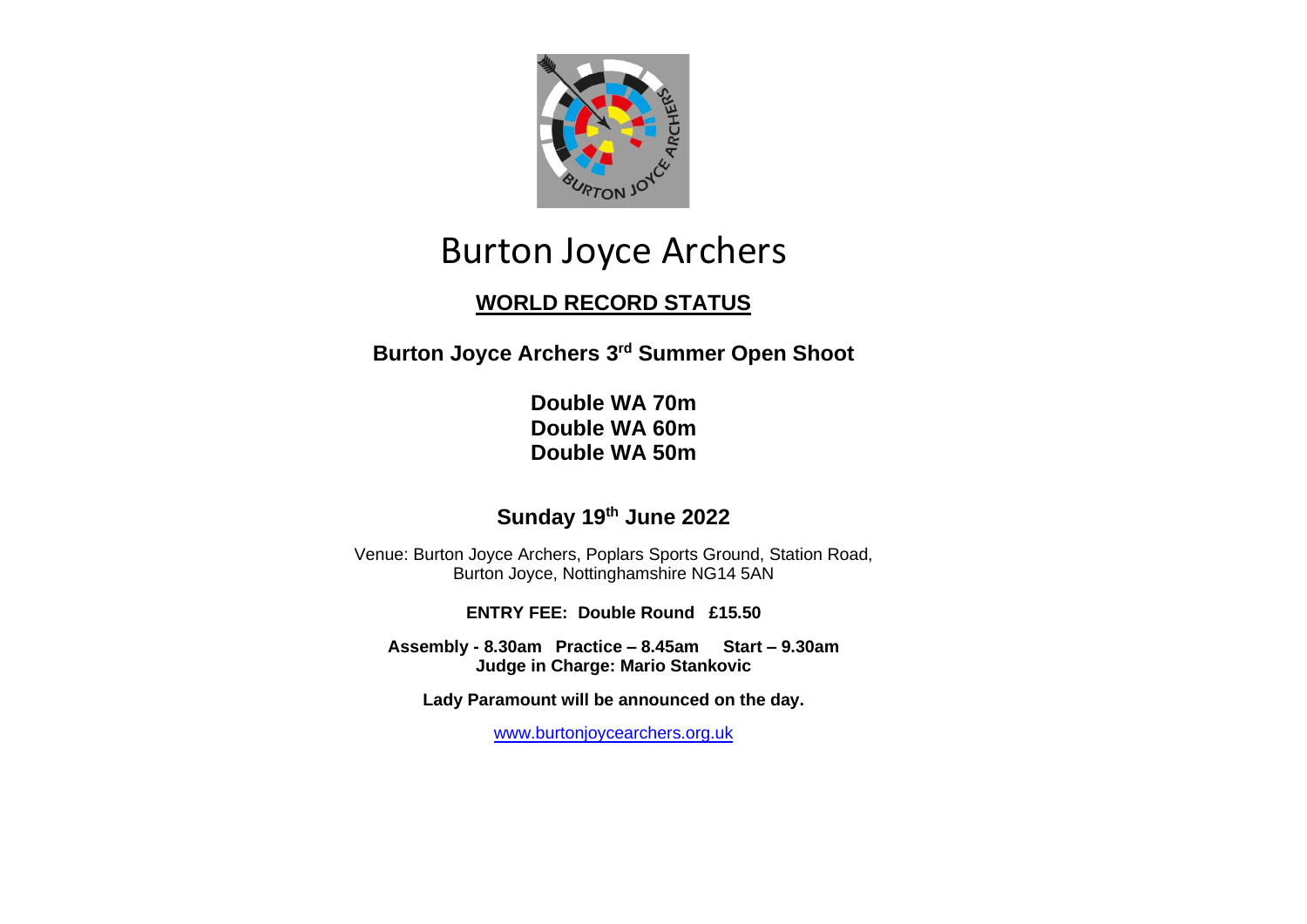# Burton Joyce Archers

## WORLD RECORD STATUS

**Burton Joyce Archers 3rd Summer Open Shoot**

**Double WA 70m**
**Double WA 60m**
**Double WA 50m**

**Sunday 19th June 2022**

Venue: Burton Joyce Archers, Poplars Sports Ground, Station Road, Burton Joyce, Nottinghamshire NG14 5AN

**ENTRY FEE: Double Round £15.50**

**Assembly - 8.30am Practice – 8.45am Start – 9.30am**
**Judge in Charge: Mario Stankovic**

**Lady Paramount will be announced on the day.**

www.burtonjoycearchers.org.uk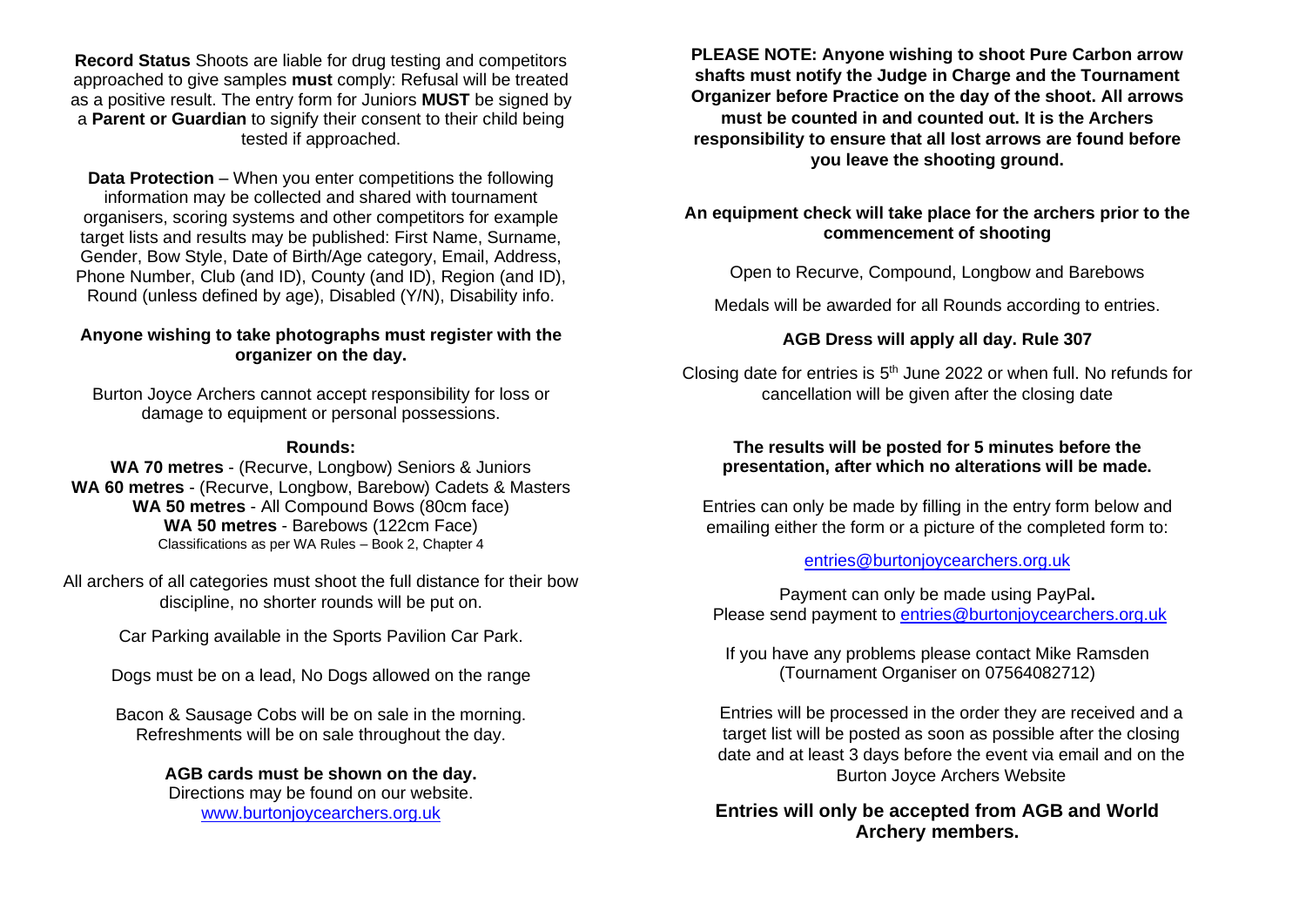**Record Status** Shoots are liable for drug testing and competitors approached to give samples **must** comply: Refusal will be treated as a positive result. The entry form for Juniors **MUST** be signed by a **Parent or Guardian** to signify their consent to their child being tested if approached.

**Data Protection** – When you enter competitions the following information may be collected and shared with tournament organisers, scoring systems and other competitors for example target lists and results may be published: First Name, Surname, Gender, Bow Style, Date of Birth/Age category, Email, Address, Phone Number, Club (and ID), County (and ID), Region (and ID), Round (unless defined by age), Disabled (Y/N), Disability info.

**Anyone wishing to take photographs must register with the organizer on the day.**

Burton Joyce Archers cannot accept responsibility for loss or damage to equipment or personal possessions.

**Rounds:**

**WA 70 metres** - (Recurve, Longbow) Seniors & Juniors
**WA 60 metres** - (Recurve, Longbow, Barebow) Cadets & Masters
**WA 50 metres** - All Compound Bows (80cm face)
**WA 50 metres** - Barebows (122cm Face)
Classifications as per WA Rules – Book 2, Chapter 4

All archers of all categories must shoot the full distance for their bow discipline, no shorter rounds will be put on.

Car Parking available in the Sports Pavilion Car Park.

Dogs must be on a lead, No Dogs allowed on the range

Bacon & Sausage Cobs will be on sale in the morning. Refreshments will be on sale throughout the day.

**AGB cards must be shown on the day.**
Directions may be found on our website.
www.burtonjoycearchers.org.uk

**PLEASE NOTE: Anyone wishing to shoot Pure Carbon arrow shafts must notify the Judge in Charge and the Tournament Organizer before Practice on the day of the shoot. All arrows must be counted in and counted out. It is the Archers responsibility to ensure that all lost arrows are found before you leave the shooting ground.**

**An equipment check will take place for the archers prior to the commencement of shooting**

Open to Recurve, Compound, Longbow and Barebows

Medals will be awarded for all Rounds according to entries.

**AGB Dress will apply all day. Rule 307**

Closing date for entries is 5th June 2022 or when full. No refunds for cancellation will be given after the closing date

**The results will be posted for 5 minutes before the presentation, after which no alterations will be made.**

Entries can only be made by filling in the entry form below and emailing either the form or a picture of the completed form to:

entries@burtonjoycearchers.org.uk

Payment can only be made using PayPal**.**
Please send payment to entries@burtonjoycearchers.org.uk

If you have any problems please contact Mike Ramsden (Tournament Organiser on 07564082712)

Entries will be processed in the order they are received and a target list will be posted as soon as possible after the closing date and at least 3 days before the event via email and on the Burton Joyce Archers Website

**Entries will only be accepted from AGB and World Archery members.**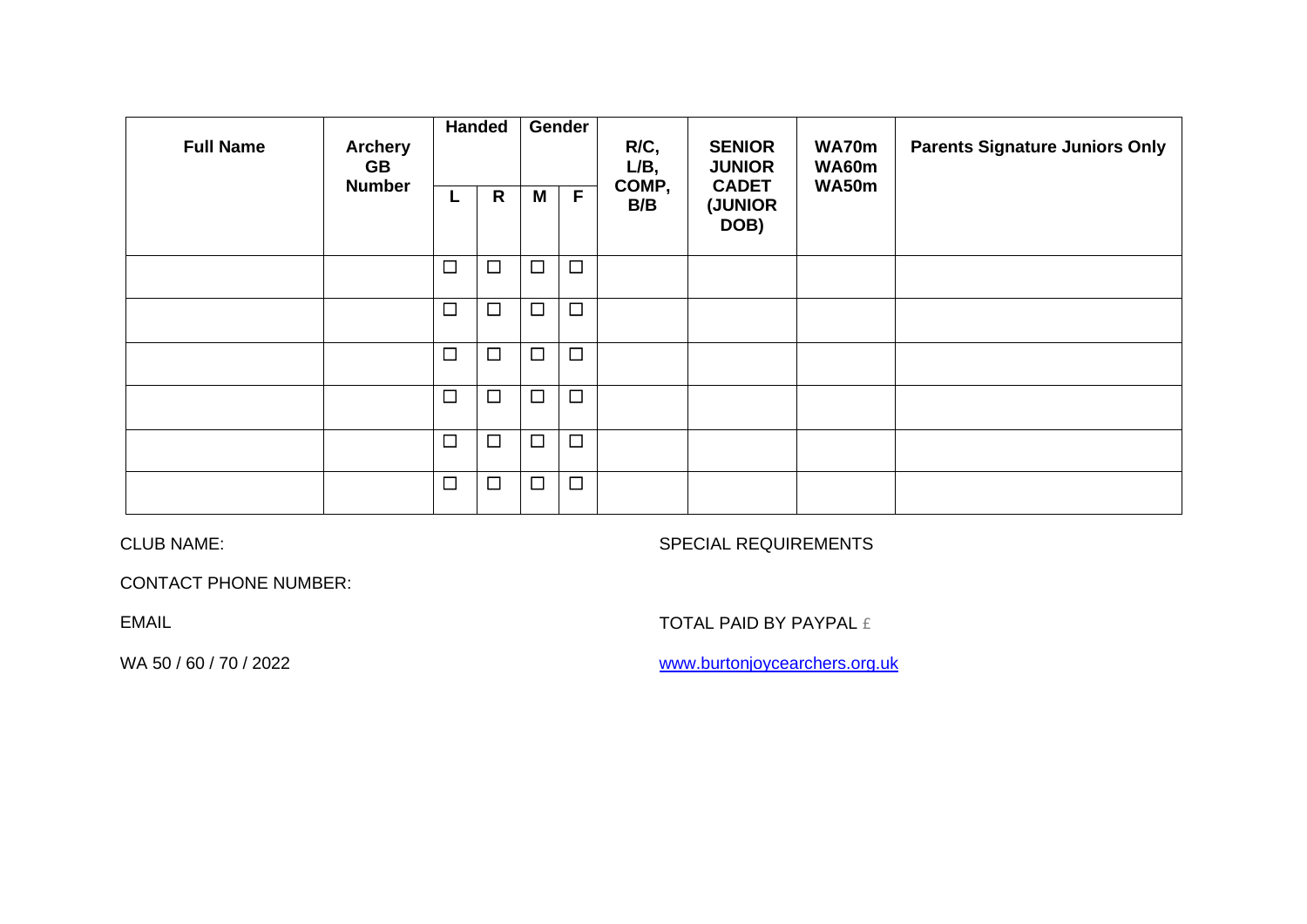| Full Name | Archery GB Number | Handed | | Gender | | R/C, L/B, COMP, B/B | SENIOR JUNIOR CADET (JUNIOR DOB) | WA70m WA60m WA50m | Parents Signature Juniors Only |
|---|---|---|---|---|---|---|---|---|---|
| | | L | R | M | F | | | | |
| | | ☐ | ☐ | ☐ | ☐ | | | | |
| | | ☐ | ☐ | ☐ | ☐ | | | | |
| | | ☐ | ☐ | ☐ | ☐ | | | | |
| | | ☐ | ☐ | ☐ | ☐ | | | | |
| | | ☐ | ☐ | ☐ | ☐ | | | | |
| | | ☐ | ☐ | ☐ | ☐ | | | | |

CLUB NAME:

SPECIAL REQUIREMENTS

CONTACT PHONE NUMBER:

EMAIL

TOTAL PAID BY PAYPAL £

WA 50 / 60 / 70 / 2022

www.burtonjoycearchers.org.uk